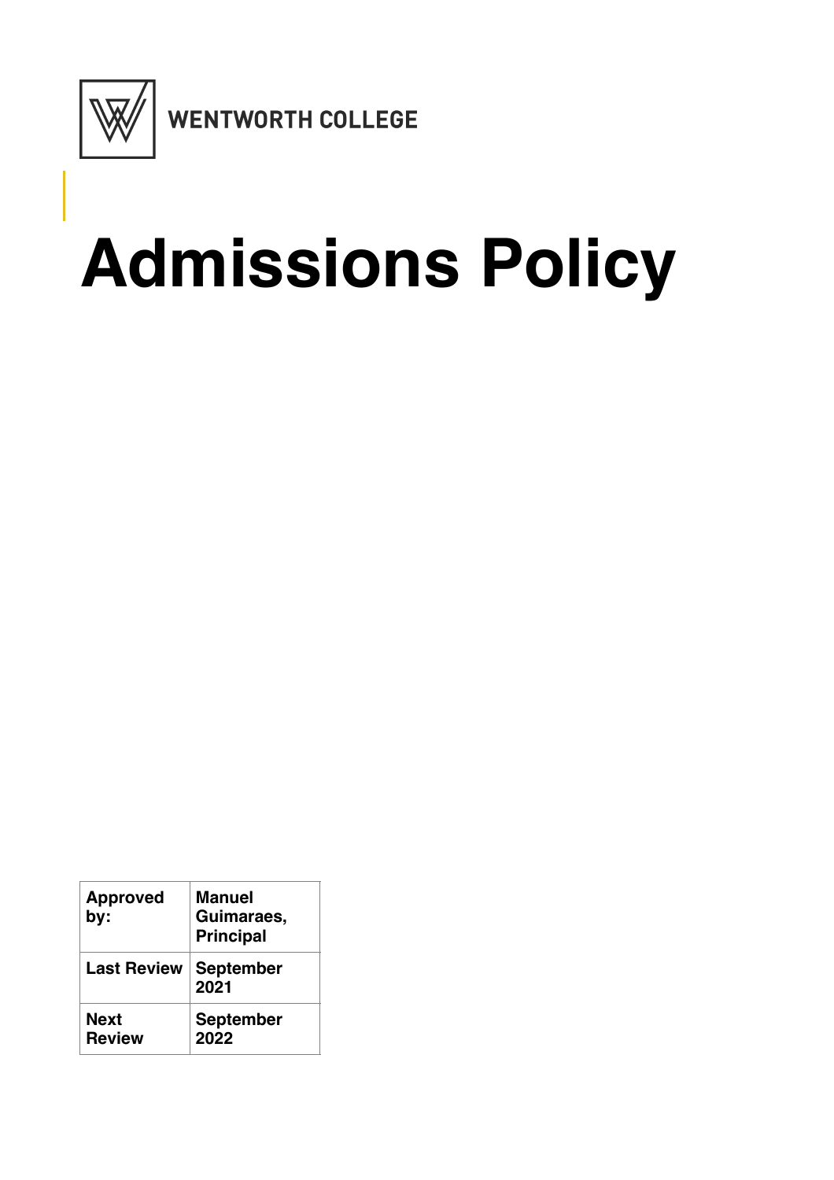WENTWORTH COLLEGE

# Admissions Policy

| Approved by: | Manuel Guimaraes, Principal |
|---|---|
| Last Review | September 2021 |
| Next Review | September 2022 |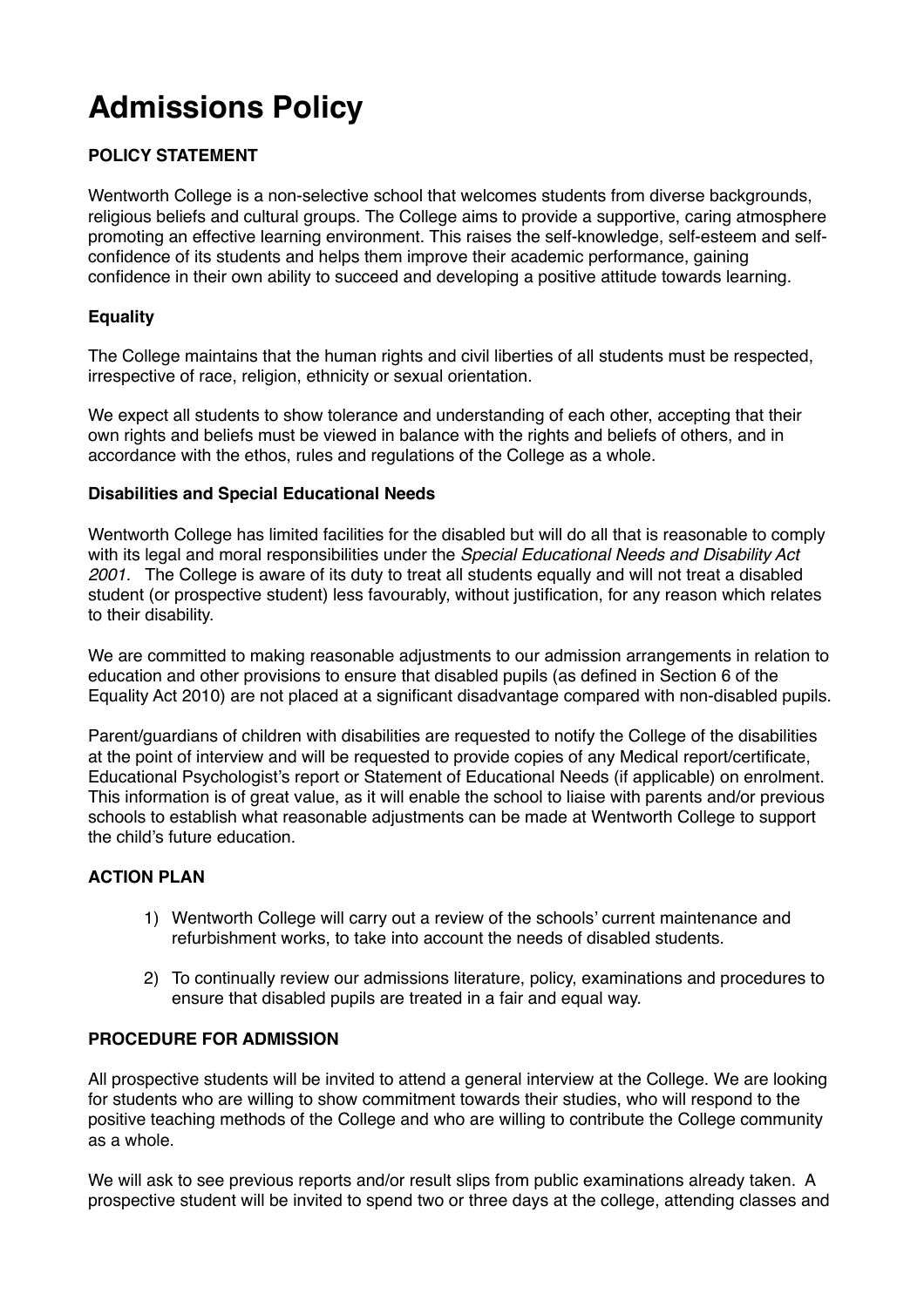# Admissions Policy

**POLICY STATEMENT**

Wentworth College is a non-selective school that welcomes students from diverse backgrounds, religious beliefs and cultural groups. The College aims to provide a supportive, caring atmosphere promoting an effective learning environment. This raises the self-knowledge, self-esteem and self-confidence of its students and helps them improve their academic performance, gaining confidence in their own ability to succeed and developing a positive attitude towards learning.

**Equality**

The College maintains that the human rights and civil liberties of all students must be respected, irrespective of race, religion, ethnicity or sexual orientation.

We expect all students to show tolerance and understanding of each other, accepting that their own rights and beliefs must be viewed in balance with the rights and beliefs of others, and in accordance with the ethos, rules and regulations of the College as a whole.

**Disabilities and Special Educational Needs**

Wentworth College has limited facilities for the disabled but will do all that is reasonable to comply with its legal and moral responsibilities under the *Special Educational Needs and Disability Act 2001.* The College is aware of its duty to treat all students equally and will not treat a disabled student (or prospective student) less favourably, without justification, for any reason which relates to their disability.

We are committed to making reasonable adjustments to our admission arrangements in relation to education and other provisions to ensure that disabled pupils (as defined in Section 6 of the Equality Act 2010) are not placed at a significant disadvantage compared with non-disabled pupils.

Parent/guardians of children with disabilities are requested to notify the College of the disabilities at the point of interview and will be requested to provide copies of any Medical report/certificate, Educational Psychologist's report or Statement of Educational Needs (if applicable) on enrolment. This information is of great value, as it will enable the school to liaise with parents and/or previous schools to establish what reasonable adjustments can be made at Wentworth College to support the child's future education.

**ACTION PLAN**

1) Wentworth College will carry out a review of the schools' current maintenance and refurbishment works, to take into account the needs of disabled students.

2) To continually review our admissions literature, policy, examinations and procedures to ensure that disabled pupils are treated in a fair and equal way.

**PROCEDURE FOR ADMISSION**

All prospective students will be invited to attend a general interview at the College. We are looking for students who are willing to show commitment towards their studies, who will respond to the positive teaching methods of the College and who are willing to contribute the College community as a whole.

We will ask to see previous reports and/or result slips from public examinations already taken. A prospective student will be invited to spend two or three days at the college, attending classes and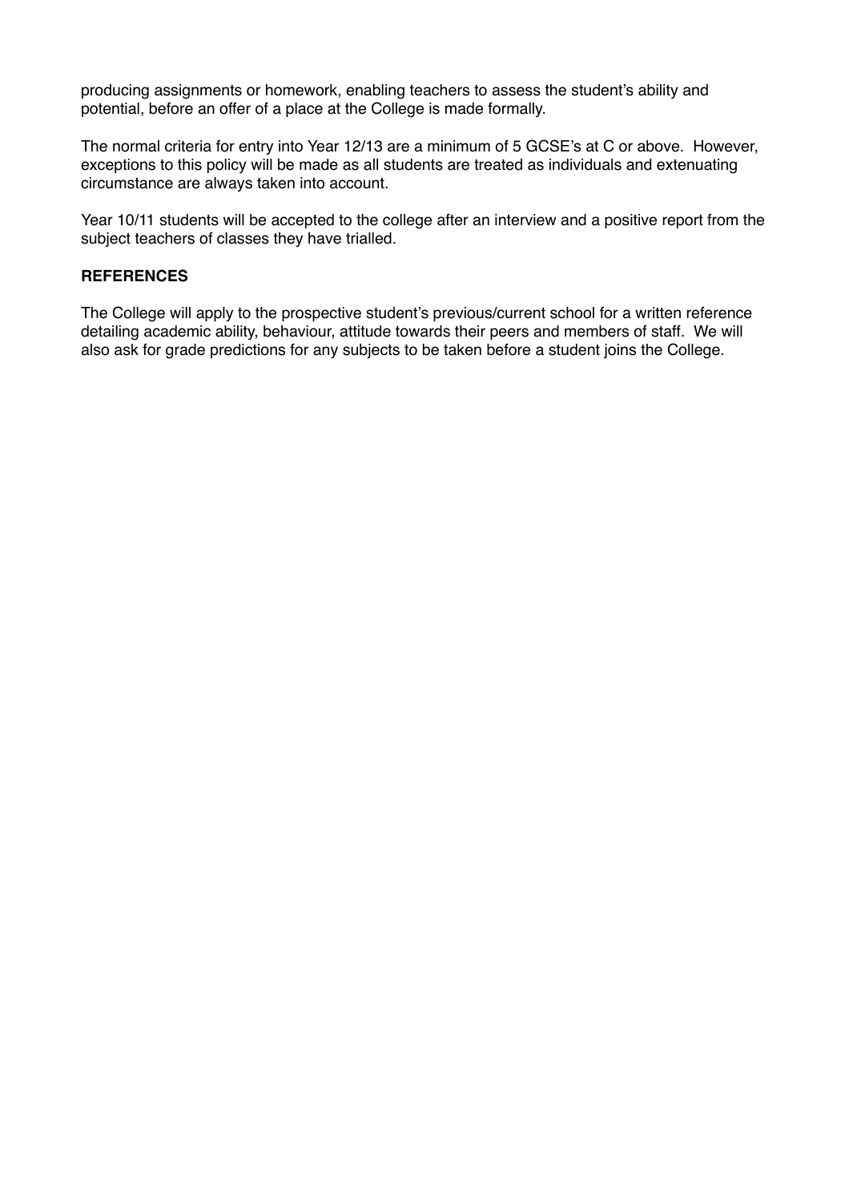producing assignments or homework, enabling teachers to assess the student's ability and potential, before an offer of a place at the College is made formally.

The normal criteria for entry into Year 12/13 are a minimum of 5 GCSE's at C or above. However, exceptions to this policy will be made as all students are treated as individuals and extenuating circumstance are always taken into account.

Year 10/11 students will be accepted to the college after an interview and a positive report from the subject teachers of classes they have trialled.

**REFERENCES**

The College will apply to the prospective student's previous/current school for a written reference detailing academic ability, behaviour, attitude towards their peers and members of staff. We will also ask for grade predictions for any subjects to be taken before a student joins the College.